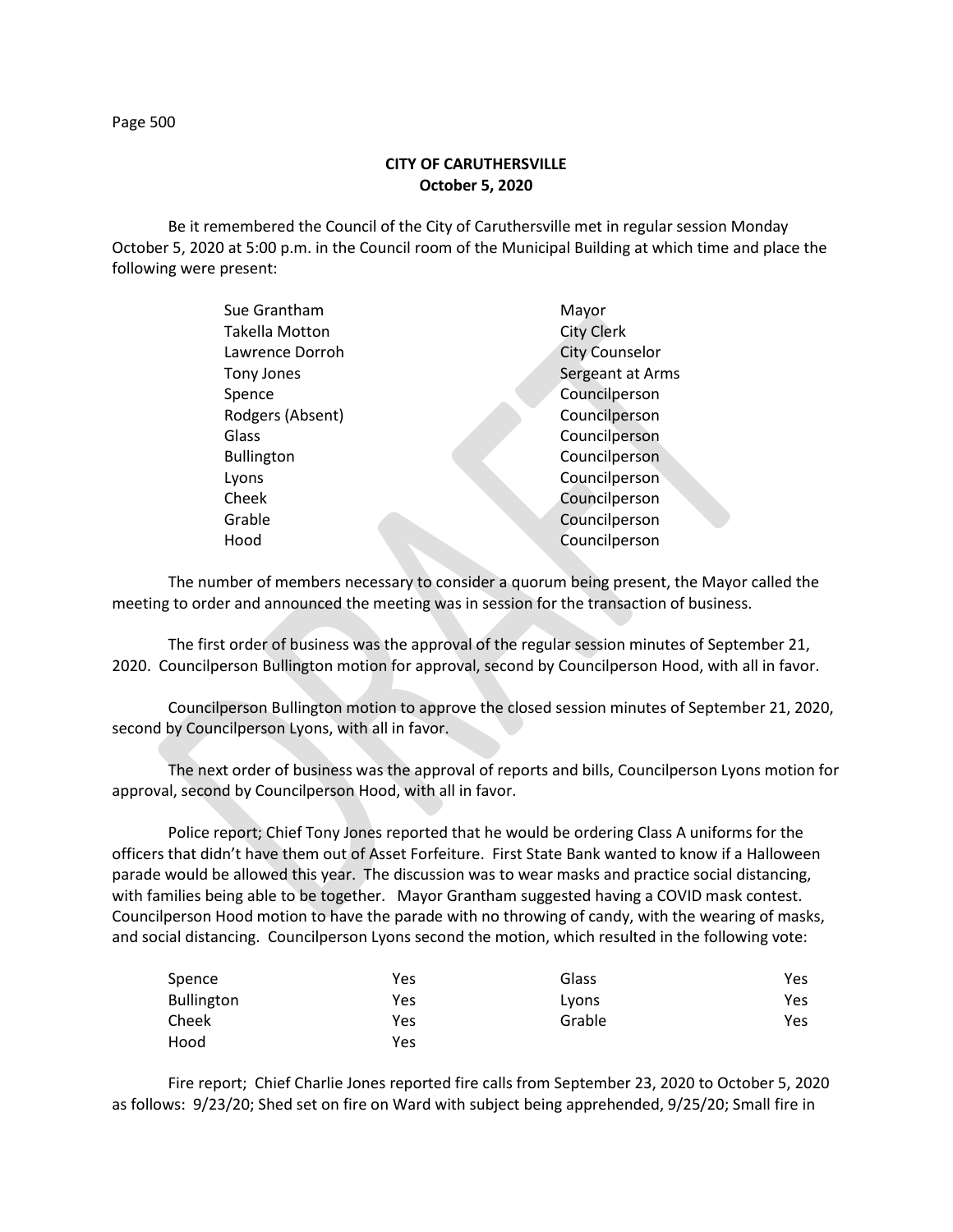**CITY OF CARUTHERSVILLE**
**October 5, 2020**

Be it remembered the Council of the City of Caruthersville met in regular session Monday October 5, 2020 at 5:00 p.m. in the Council room of the Municipal Building at which time and place the following were present:

| | |
|---|---|
| Sue Grantham | Mayor |
| Takella Motton | City Clerk |
| Lawrence Dorroh | City Counselor |
| Tony Jones | Sergeant at Arms |
| Spence | Councilperson |
| Rodgers (Absent) | Councilperson |
| Glass | Councilperson |
| Bullington | Councilperson |
| Lyons | Councilperson |
| Cheek | Councilperson |
| Grable | Councilperson |
| Hood | Councilperson |

The number of members necessary to consider a quorum being present, the Mayor called the meeting to order and announced the meeting was in session for the transaction of business.

The first order of business was the approval of the regular session minutes of September 21, 2020. Councilperson Bullington motion for approval, second by Councilperson Hood, with all in favor.

Councilperson Bullington motion to approve the closed session minutes of September 21, 2020, second by Councilperson Lyons, with all in favor.

The next order of business was the approval of reports and bills, Councilperson Lyons motion for approval, second by Councilperson Hood, with all in favor.

Police report; Chief Tony Jones reported that he would be ordering Class A uniforms for the officers that didn't have them out of Asset Forfeiture. First State Bank wanted to know if a Halloween parade would be allowed this year. The discussion was to wear masks and practice social distancing, with families being able to be together. Mayor Grantham suggested having a COVID mask contest. Councilperson Hood motion to have the parade with no throwing of candy, with the wearing of masks, and social distancing. Councilperson Lyons second the motion, which resulted in the following vote:

| | | | |
|---|---|---|---|
| Spence | Yes | Glass | Yes |
| Bullington | Yes | Lyons | Yes |
| Cheek | Yes | Grable | Yes |
| Hood | Yes | | |

Fire report; Chief Charlie Jones reported fire calls from September 23, 2020 to October 5, 2020 as follows: 9/23/20; Shed set on fire on Ward with subject being apprehended, 9/25/20; Small fire in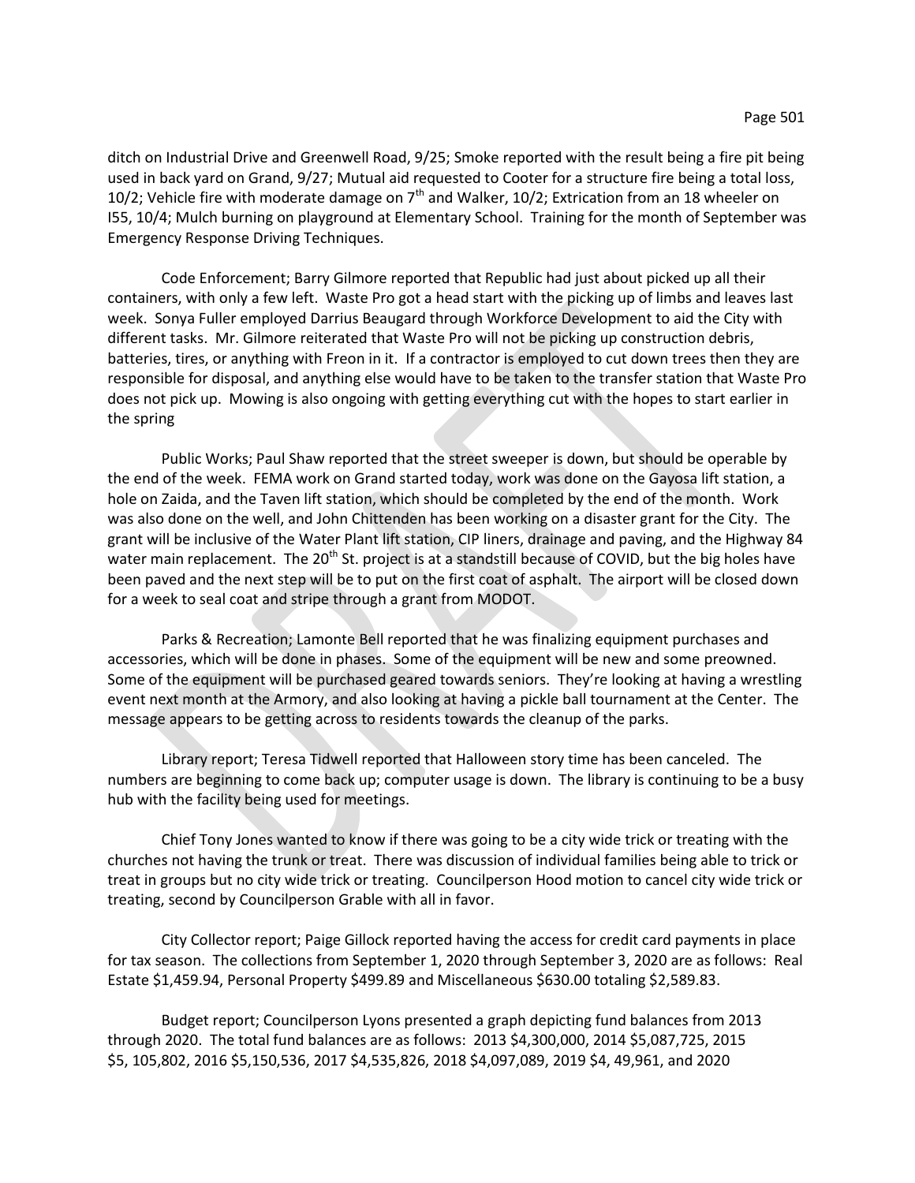ditch on Industrial Drive and Greenwell Road, 9/25; Smoke reported with the result being a fire pit being used in back yard on Grand, 9/27; Mutual aid requested to Cooter for a structure fire being a total loss, 10/2; Vehicle fire with moderate damage on 7th and Walker, 10/2; Extrication from an 18 wheeler on I55, 10/4; Mulch burning on playground at Elementary School. Training for the month of September was Emergency Response Driving Techniques.

Code Enforcement; Barry Gilmore reported that Republic had just about picked up all their containers, with only a few left. Waste Pro got a head start with the picking up of limbs and leaves last week. Sonya Fuller employed Darrius Beaugard through Workforce Development to aid the City with different tasks. Mr. Gilmore reiterated that Waste Pro will not be picking up construction debris, batteries, tires, or anything with Freon in it. If a contractor is employed to cut down trees then they are responsible for disposal, and anything else would have to be taken to the transfer station that Waste Pro does not pick up. Mowing is also ongoing with getting everything cut with the hopes to start earlier in the spring

Public Works; Paul Shaw reported that the street sweeper is down, but should be operable by the end of the week. FEMA work on Grand started today, work was done on the Gayosa lift station, a hole on Zaida, and the Taven lift station, which should be completed by the end of the month. Work was also done on the well, and John Chittenden has been working on a disaster grant for the City. The grant will be inclusive of the Water Plant lift station, CIP liners, drainage and paving, and the Highway 84 water main replacement. The 20th St. project is at a standstill because of COVID, but the big holes have been paved and the next step will be to put on the first coat of asphalt. The airport will be closed down for a week to seal coat and stripe through a grant from MODOT.

Parks & Recreation; Lamonte Bell reported that he was finalizing equipment purchases and accessories, which will be done in phases. Some of the equipment will be new and some preowned. Some of the equipment will be purchased geared towards seniors. They're looking at having a wrestling event next month at the Armory, and also looking at having a pickle ball tournament at the Center. The message appears to be getting across to residents towards the cleanup of the parks.

Library report; Teresa Tidwell reported that Halloween story time has been canceled. The numbers are beginning to come back up; computer usage is down. The library is continuing to be a busy hub with the facility being used for meetings.

Chief Tony Jones wanted to know if there was going to be a city wide trick or treating with the churches not having the trunk or treat. There was discussion of individual families being able to trick or treat in groups but no city wide trick or treating. Councilperson Hood motion to cancel city wide trick or treating, second by Councilperson Grable with all in favor.

City Collector report; Paige Gillock reported having the access for credit card payments in place for tax season. The collections from September 1, 2020 through September 3, 2020 are as follows: Real Estate $1,459.94, Personal Property $499.89 and Miscellaneous $630.00 totaling $2,589.83.

Budget report; Councilperson Lyons presented a graph depicting fund balances from 2013 through 2020. The total fund balances are as follows: 2013 $4,300,000, 2014 $5,087,725, 2015 $5, 105,802, 2016 $5,150,536, 2017 $4,535,826, 2018 $4,097,089, 2019 $4, 49,961, and 2020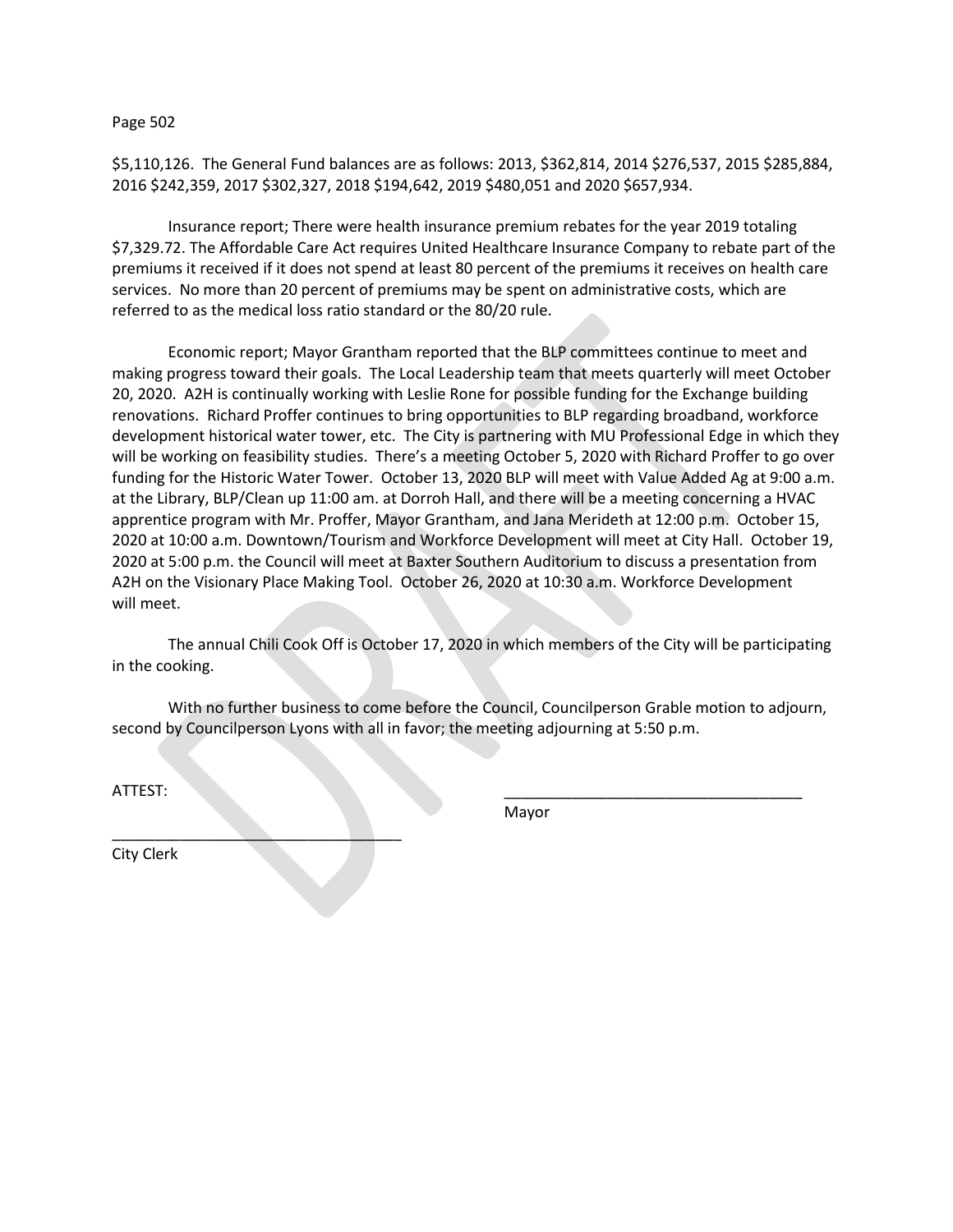$5,110,126. The General Fund balances are as follows: 2013, $362,814, 2014 $276,537, 2015 $285,884, 2016 $242,359, 2017 $302,327, 2018 $194,642, 2019 $480,051 and 2020 $657,934.

Insurance report; There were health insurance premium rebates for the year 2019 totaling $7,329.72. The Affordable Care Act requires United Healthcare Insurance Company to rebate part of the premiums it received if it does not spend at least 80 percent of the premiums it receives on health care services. No more than 20 percent of premiums may be spent on administrative costs, which are referred to as the medical loss ratio standard or the 80/20 rule.

Economic report; Mayor Grantham reported that the BLP committees continue to meet and making progress toward their goals. The Local Leadership team that meets quarterly will meet October 20, 2020. A2H is continually working with Leslie Rone for possible funding for the Exchange building renovations. Richard Proffer continues to bring opportunities to BLP regarding broadband, workforce development historical water tower, etc. The City is partnering with MU Professional Edge in which they will be working on feasibility studies. There's a meeting October 5, 2020 with Richard Proffer to go over funding for the Historic Water Tower. October 13, 2020 BLP will meet with Value Added Ag at 9:00 a.m. at the Library, BLP/Clean up 11:00 am. at Dorroh Hall, and there will be a meeting concerning a HVAC apprentice program with Mr. Proffer, Mayor Grantham, and Jana Merideth at 12:00 p.m. October 15, 2020 at 10:00 a.m. Downtown/Tourism and Workforce Development will meet at City Hall. October 19, 2020 at 5:00 p.m. the Council will meet at Baxter Southern Auditorium to discuss a presentation from A2H on the Visionary Place Making Tool. October 26, 2020 at 10:30 a.m. Workforce Development will meet.

The annual Chili Cook Off is October 17, 2020 in which members of the City will be participating in the cooking.

With no further business to come before the Council, Councilperson Grable motion to adjourn, second by Councilperson Lyons with all in favor; the meeting adjourning at 5:50 p.m.

ATTEST: \_\_\_\_\_\_\_\_\_\_\_\_\_\_\_\_\_\_\_\_\_\_\_\_\_\_\_\_\_\_\_\_\_\_\_

Mayor

\_\_\_\_\_\_\_\_\_\_\_\_\_\_\_\_\_\_\_\_\_\_\_\_\_\_\_\_\_\_\_\_\_\_\_

City Clerk